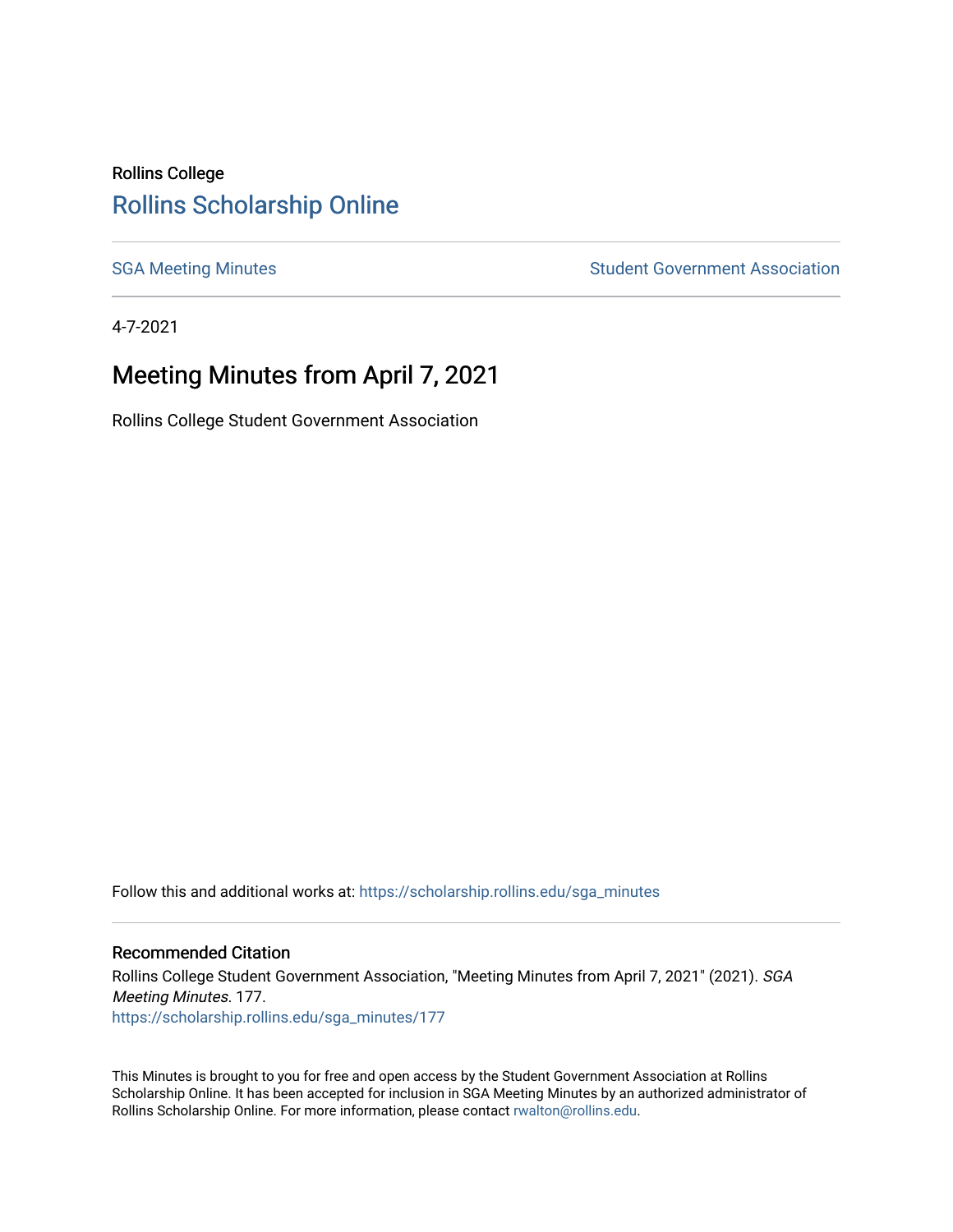Rollins College

# Rollins Scholarship Online

SGA Meeting Minutes | Student Government Association

4-7-2021

## Meeting Minutes from April 7, 2021

Rollins College Student Government Association

Follow this and additional works at: https://scholarship.rollins.edu/sga_minutes

### Recommended Citation

Rollins College Student Government Association, "Meeting Minutes from April 7, 2021" (2021). *SGA Meeting Minutes*. 177.
https://scholarship.rollins.edu/sga_minutes/177

This Minutes is brought to you for free and open access by the Student Government Association at Rollins Scholarship Online. It has been accepted for inclusion in SGA Meeting Minutes by an authorized administrator of Rollins Scholarship Online. For more information, please contact rwalton@rollins.edu.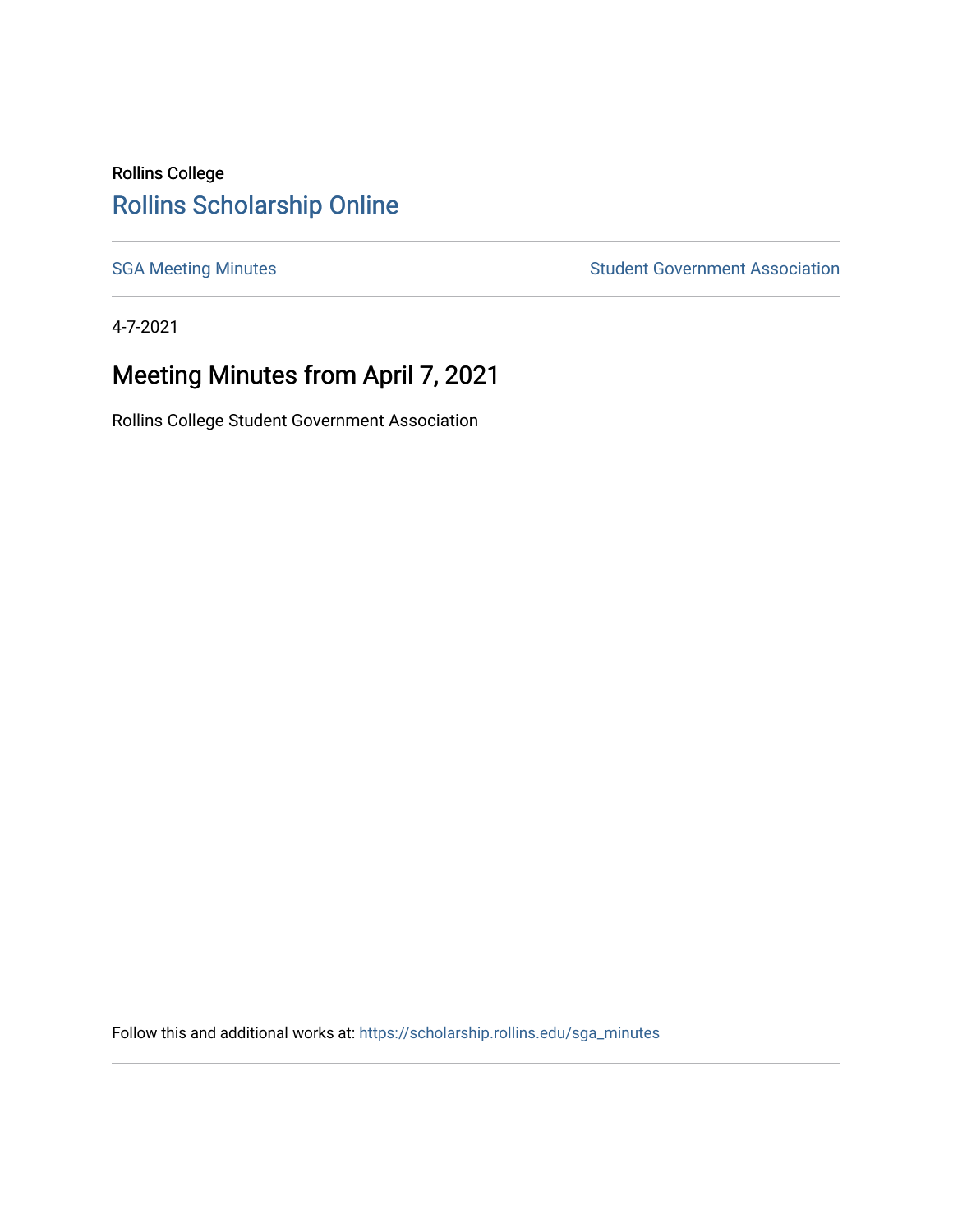Rollins College

Rollins Scholarship Online

SGA Meeting Minutes

Student Government Association

4-7-2021

# Meeting Minutes from April 7, 2021

Rollins College Student Government Association

Follow this and additional works at: https://scholarship.rollins.edu/sga_minutes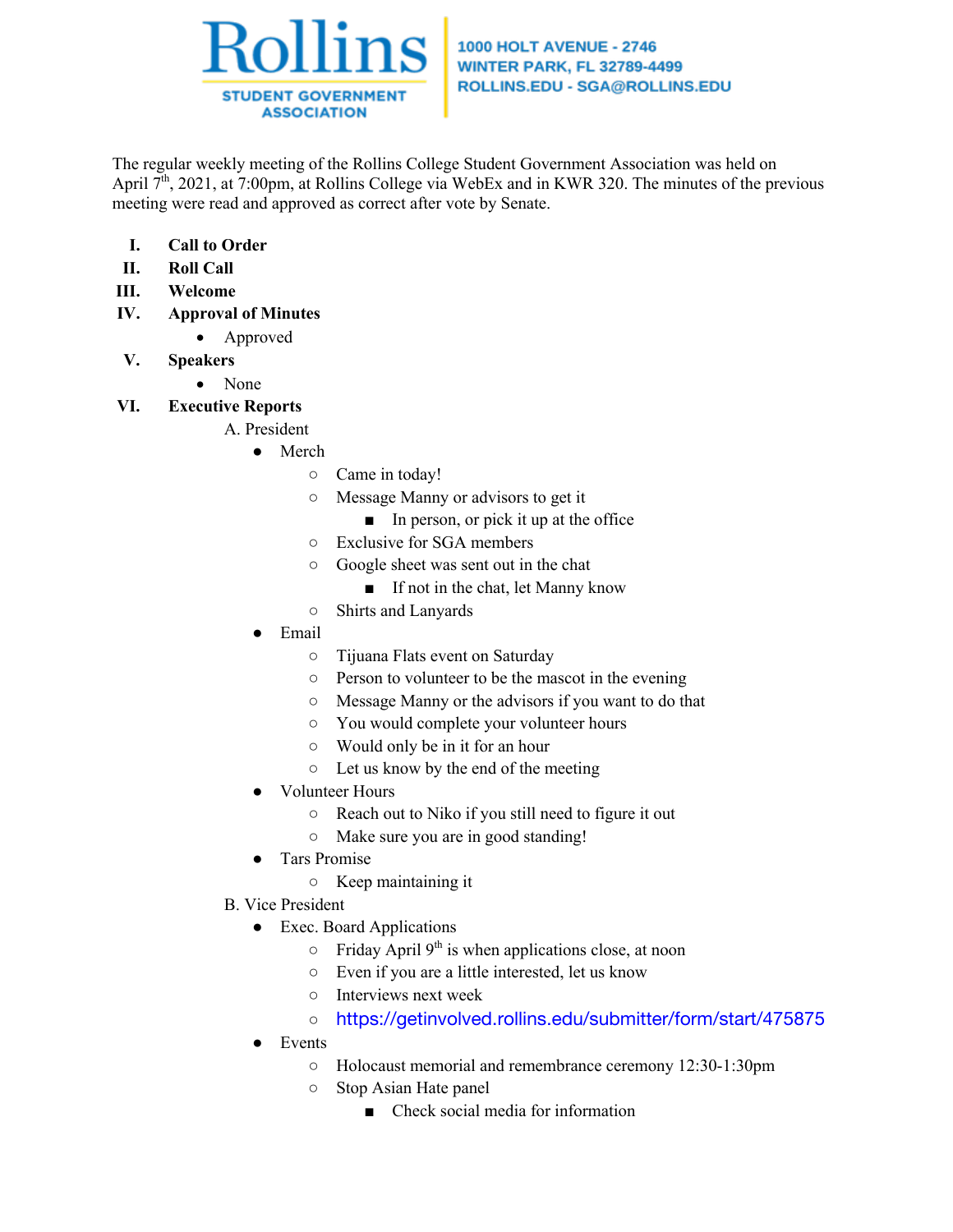Rollins STUDENT GOVERNMENT ASSOCIATION

1000 HOLT AVENUE - 2746
WINTER PARK, FL 32789-4499
ROLLINS.EDU - SGA@ROLLINS.EDU

The regular weekly meeting of the Rollins College Student Government Association was held on April 7th, 2021, at 7:00pm, at Rollins College via WebEx and in KWR 320. The minutes of the previous meeting were read and approved as correct after vote by Senate.

I. **Call to Order**

II. **Roll Call**

III. **Welcome**

IV. **Approval of Minutes**
   - Approved

V. **Speakers**
   - None

VI. **Executive Reports**

   A. President
   - Merch
     - Came in today!
     - Message Manny or advisors to get it
       - In person, or pick it up at the office
     - Exclusive for SGA members
     - Google sheet was sent out in the chat
       - If not in the chat, let Manny know
     - Shirts and Lanyards
   - Email
     - Tijuana Flats event on Saturday
     - Person to volunteer to be the mascot in the evening
     - Message Manny or the advisors if you want to do that
     - You would complete your volunteer hours
     - Would only be in it for an hour
     - Let us know by the end of the meeting
   - Volunteer Hours
     - Reach out to Niko if you still need to figure it out
     - Make sure you are in good standing!
   - Tars Promise
     - Keep maintaining it

   B. Vice President
   - Exec. Board Applications
     - Friday April 9th is when applications close, at noon
     - Even if you are a little interested, let us know
     - Interviews next week
     - https://getinvolved.rollins.edu/submitter/form/start/475875
   - Events
     - Holocaust memorial and remembrance ceremony 12:30-1:30pm
     - Stop Asian Hate panel
       - Check social media for information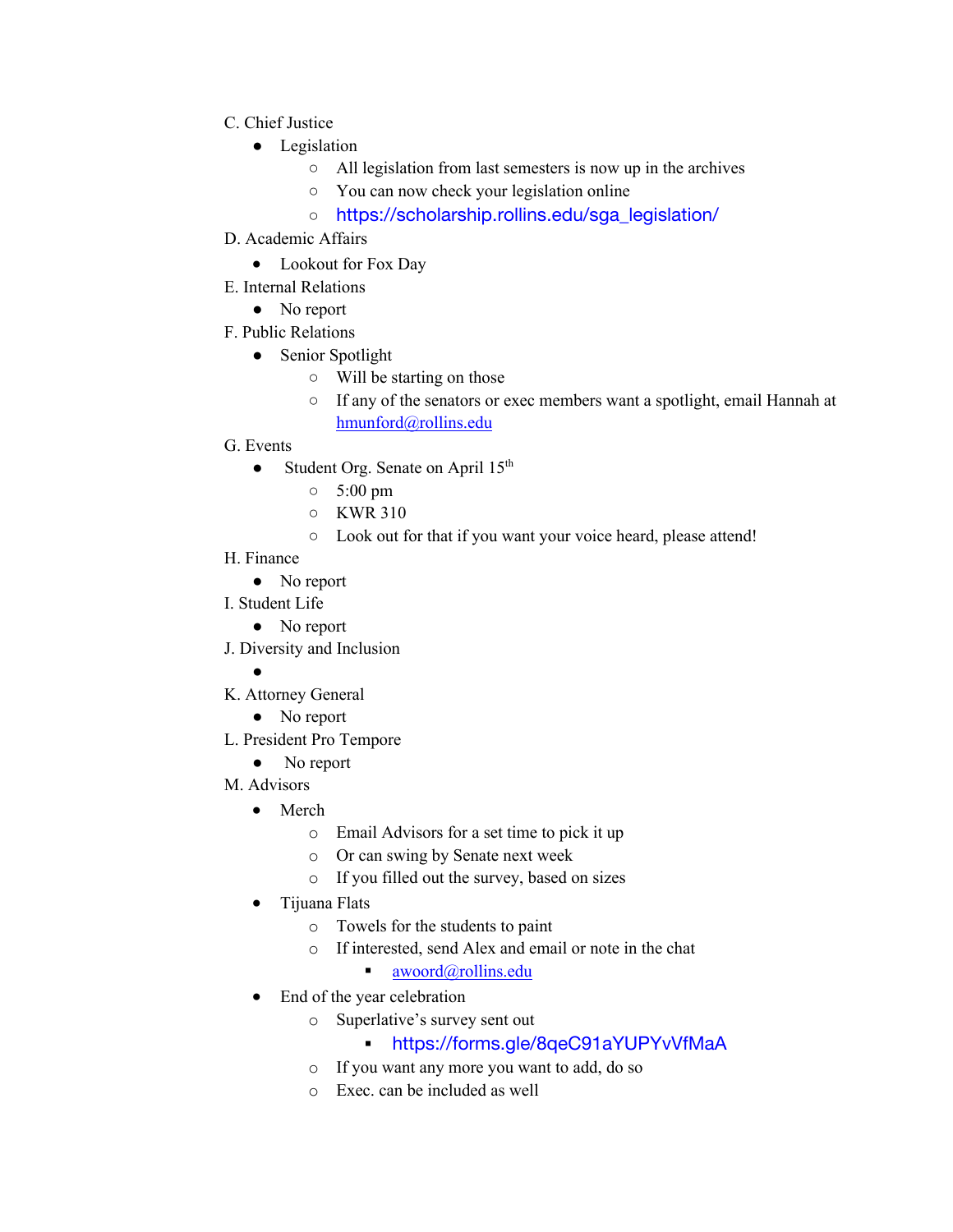C. Chief Justice

- Legislation
  - All legislation from last semesters is now up in the archives
  - You can now check your legislation online
  - https://scholarship.rollins.edu/sga_legislation/

D. Academic Affairs

- Lookout for Fox Day

E. Internal Relations

- No report

F. Public Relations

- Senior Spotlight
  - Will be starting on those
  - If any of the senators or exec members want a spotlight, email Hannah at hmunford@rollins.edu

G. Events

- Student Org. Senate on April 15th
  - 5:00 pm
  - KWR 310
  - Look out for that if you want your voice heard, please attend!

H. Finance

- No report

I. Student Life

- No report

J. Diversity and Inclusion

- 

K. Attorney General

- No report

L. President Pro Tempore

- No report

M. Advisors

- Merch
  - Email Advisors for a set time to pick it up
  - Or can swing by Senate next week
  - If you filled out the survey, based on sizes
- Tijuana Flats
  - Towels for the students to paint
  - If interested, send Alex and email or note in the chat
    - awoord@rollins.edu
- End of the year celebration
  - Superlative's survey sent out
    - https://forms.gle/8qeC91aYUPYvVfMaA
  - If you want any more you want to add, do so
  - Exec. can be included as well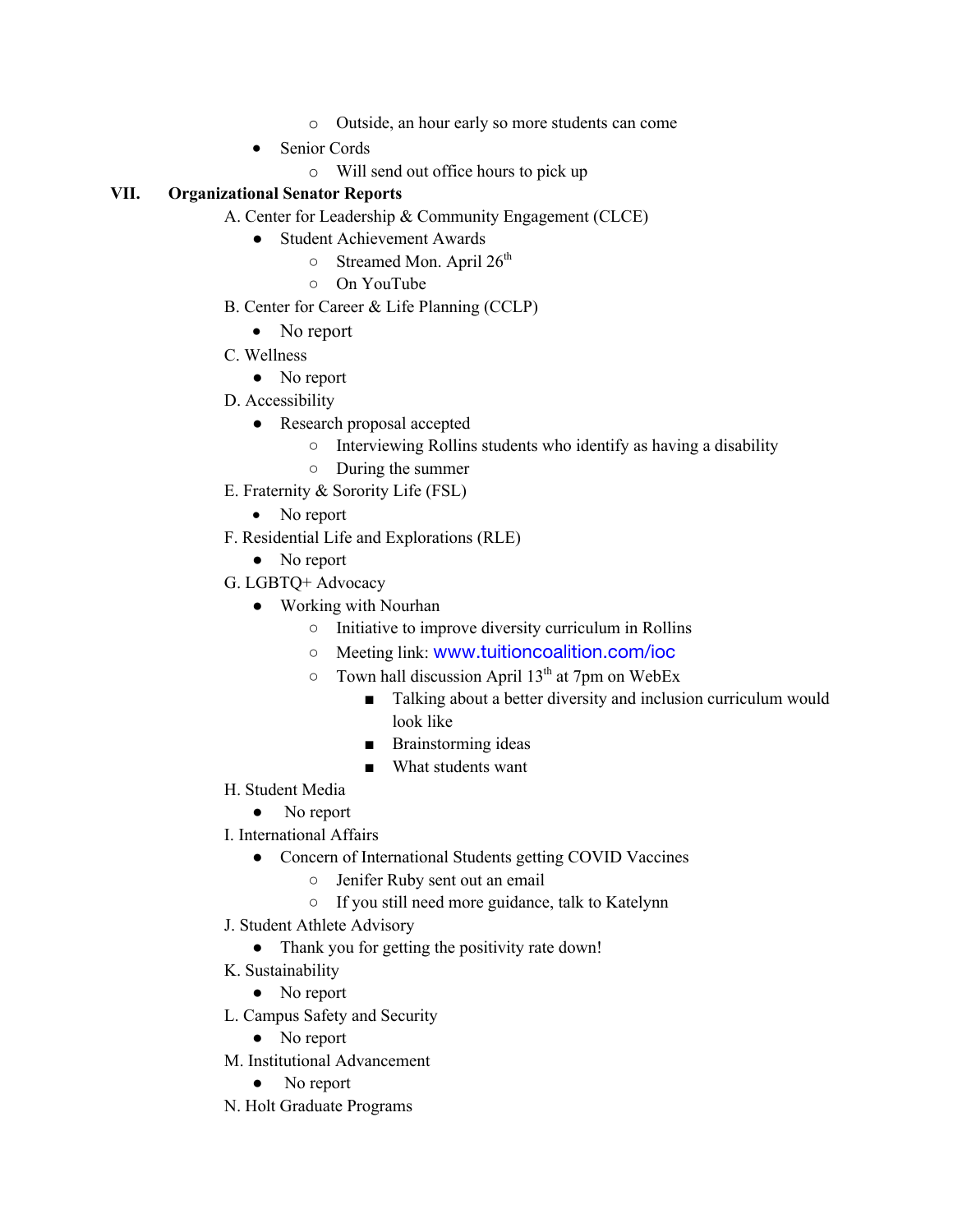- Outside, an hour early so more students can come
- Senior Cords
    - Will send out office hours to pick up

## VII. Organizational Senator Reports

A. Center for Leadership & Community Engagement (CLCE)
- Student Achievement Awards
    - Streamed Mon. April 26th
    - On YouTube

B. Center for Career & Life Planning (CCLP)
- No report

C. Wellness
- No report

D. Accessibility
- Research proposal accepted
    - Interviewing Rollins students who identify as having a disability
    - During the summer

E. Fraternity & Sorority Life (FSL)
- No report

F. Residential Life and Explorations (RLE)
- No report

G. LGBTQ+ Advocacy
- Working with Nourhan
    - Initiative to improve diversity curriculum in Rollins
    - Meeting link: www.tuitioncoalition.com/ioc
    - Town hall discussion April 13th at 7pm on WebEx
        - Talking about a better diversity and inclusion curriculum would look like
        - Brainstorming ideas
        - What students want

H. Student Media
- No report

I. International Affairs
- Concern of International Students getting COVID Vaccines
    - Jenifer Ruby sent out an email
    - If you still need more guidance, talk to Katelynn

J. Student Athlete Advisory
- Thank you for getting the positivity rate down!

K. Sustainability
- No report

L. Campus Safety and Security
- No report

M. Institutional Advancement
- No report

N. Holt Graduate Programs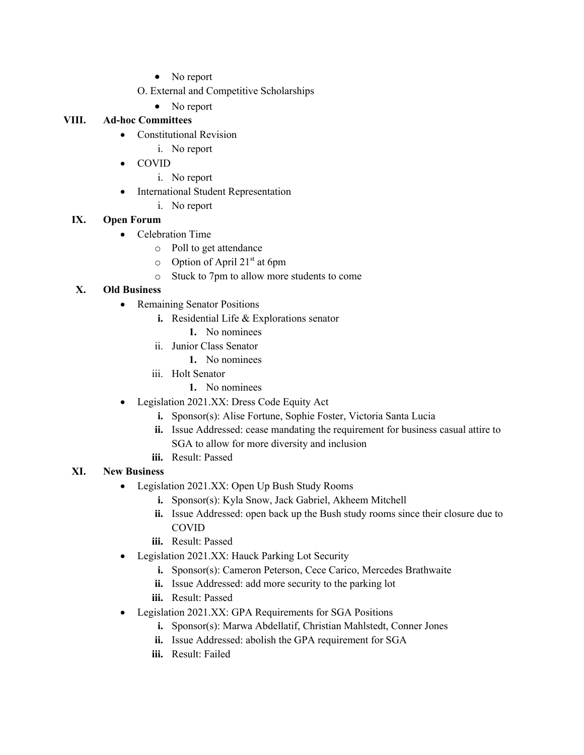- No report

O. External and Competitive Scholarships

- No report

**VIII. Ad-hoc Committees**

- Constitutional Revision
  - i. No report
- COVID
  - i. No report
- International Student Representation
  - i. No report

**IX. Open Forum**

- Celebration Time
  - Poll to get attendance
  - Option of April 21st at 6pm
  - Stuck to 7pm to allow more students to come

**X. Old Business**

- Remaining Senator Positions
  - **i.** Residential Life & Explorations senator
    - **1.** No nominees
  - ii. Junior Class Senator
    - **1.** No nominees
  - iii. Holt Senator
    - **1.** No nominees
- Legislation 2021.XX: Dress Code Equity Act
  - **i.** Sponsor(s): Alise Fortune, Sophie Foster, Victoria Santa Lucia
  - **ii.** Issue Addressed: cease mandating the requirement for business casual attire to SGA to allow for more diversity and inclusion
  - **iii.** Result: Passed

**XI. New Business**

- Legislation 2021.XX: Open Up Bush Study Rooms
  - **i.** Sponsor(s): Kyla Snow, Jack Gabriel, Akheem Mitchell
  - **ii.** Issue Addressed: open back up the Bush study rooms since their closure due to COVID
  - **iii.** Result: Passed
- Legislation 2021.XX: Hauck Parking Lot Security
  - **i.** Sponsor(s): Cameron Peterson, Cece Carico, Mercedes Brathwaite
  - **ii.** Issue Addressed: add more security to the parking lot
  - **iii.** Result: Passed
- Legislation 2021.XX: GPA Requirements for SGA Positions
  - **i.** Sponsor(s): Marwa Abdellatif, Christian Mahlstedt, Conner Jones
  - **ii.** Issue Addressed: abolish the GPA requirement for SGA
  - **iii.** Result: Failed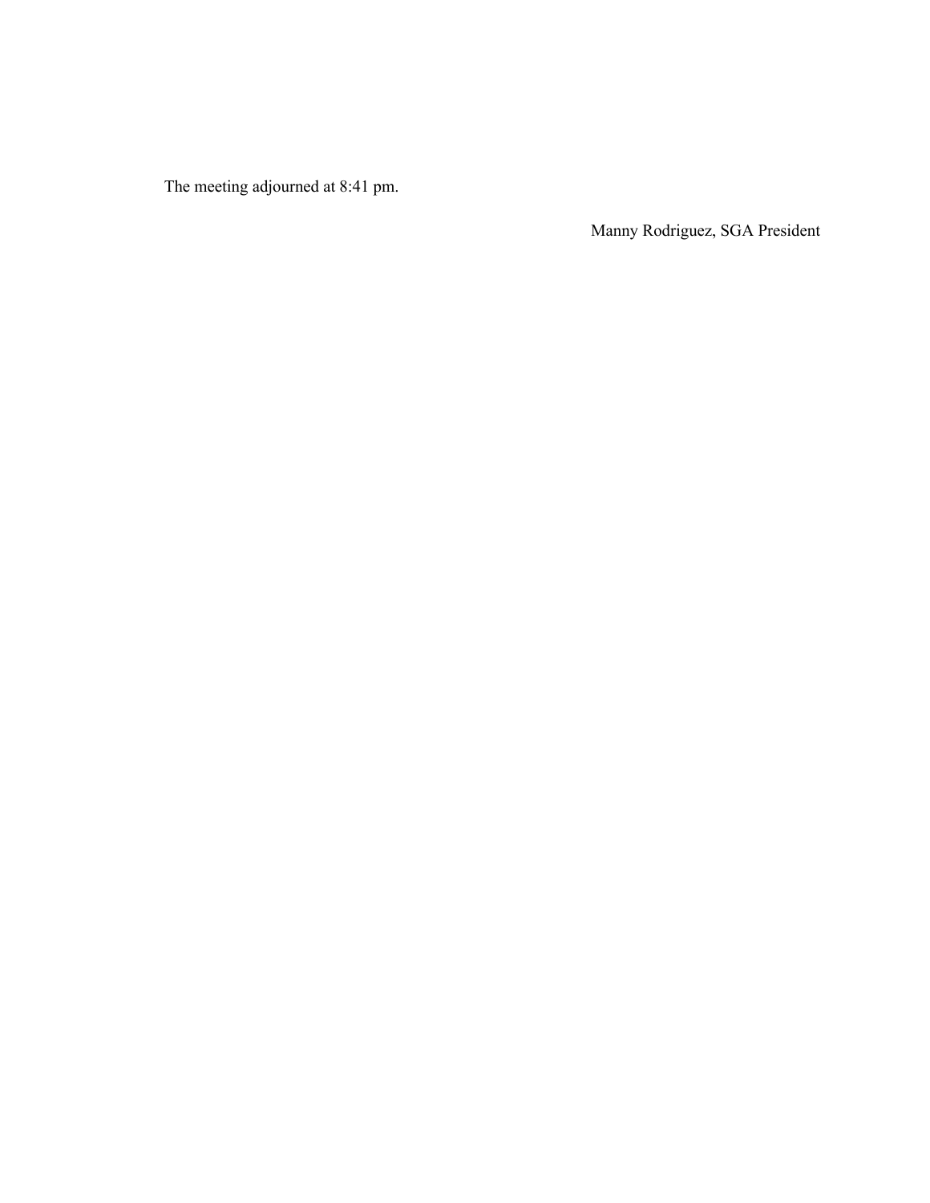The meeting adjourned at 8:41 pm.

Manny Rodriguez, SGA President